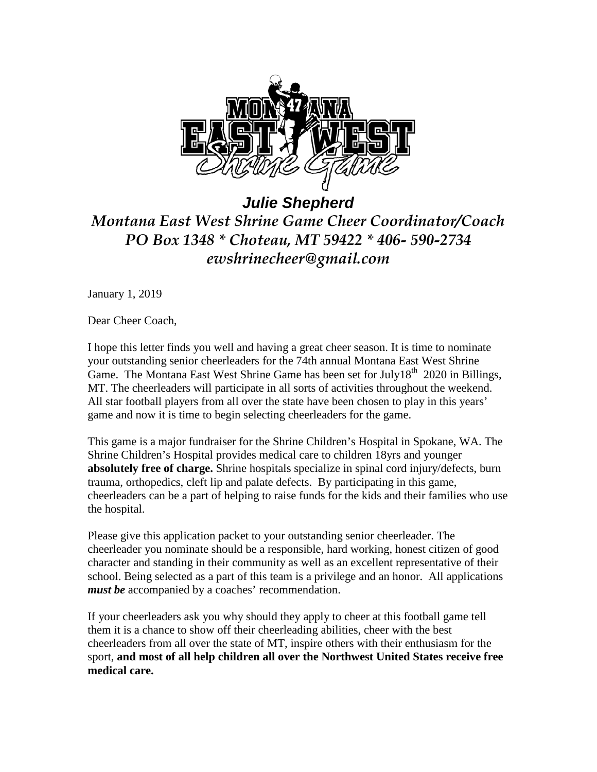**Julie Shepherd**

*Montana East West Shrine Game Cheer Coordinator/Coach*

*PO Box 1348 * Choteau, MT 59422 * 406- 590-2734*

*ewshrinecheer@gmail.com*

January 1, 2019

Dear Cheer Coach,

I hope this letter finds you well and having a great cheer season. It is time to nominate your outstanding senior cheerleaders for the 74th annual Montana East West Shrine Game. The Montana East West Shrine Game has been set for July18th 2020 in Billings, MT. The cheerleaders will participate in all sorts of activities throughout the weekend. All star football players from all over the state have been chosen to play in this years' game and now it is time to begin selecting cheerleaders for the game.

This game is a major fundraiser for the Shrine Children's Hospital in Spokane, WA. The Shrine Children's Hospital provides medical care to children 18yrs and younger **absolutely free of charge.** Shrine hospitals specialize in spinal cord injury/defects, burn trauma, orthopedics, cleft lip and palate defects. By participating in this game, cheerleaders can be a part of helping to raise funds for the kids and their families who use the hospital.

Please give this application packet to your outstanding senior cheerleader. The cheerleader you nominate should be a responsible, hard working, honest citizen of good character and standing in their community as well as an excellent representative of their school. Being selected as a part of this team is a privilege and an honor. All applications ***must be*** accompanied by a coaches' recommendation.

If your cheerleaders ask you why should they apply to cheer at this football game tell them it is a chance to show off their cheerleading abilities, cheer with the best cheerleaders from all over the state of MT, inspire others with their enthusiasm for the sport, **and most of all help children all over the Northwest United States receive free medical care.**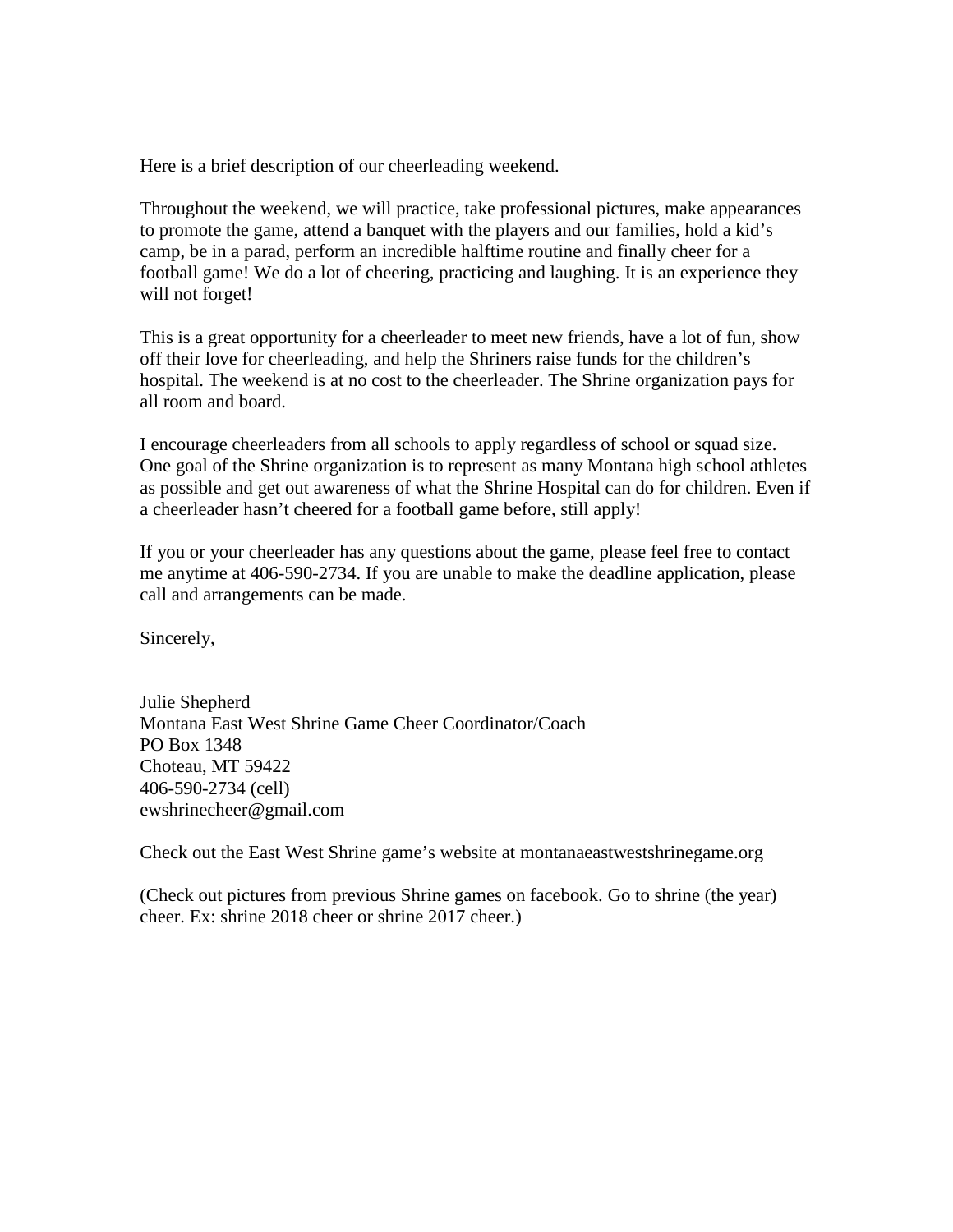Here is a brief description of our cheerleading weekend.

Throughout the weekend, we will practice, take professional pictures, make appearances to promote the game, attend a banquet with the players and our families, hold a kid's camp, be in a parad, perform an incredible halftime routine and finally cheer for a football game! We do a lot of cheering, practicing and laughing. It is an experience they will not forget!

This is a great opportunity for a cheerleader to meet new friends, have a lot of fun, show off their love for cheerleading, and help the Shriners raise funds for the children's hospital. The weekend is at no cost to the cheerleader. The Shrine organization pays for all room and board.

I encourage cheerleaders from all schools to apply regardless of school or squad size. One goal of the Shrine organization is to represent as many Montana high school athletes as possible and get out awareness of what the Shrine Hospital can do for children. Even if a cheerleader hasn't cheered for a football game before, still apply!

If you or your cheerleader has any questions about the game, please feel free to contact me anytime at 406-590-2734. If you are unable to make the deadline application, please call and arrangements can be made.

Sincerely,

Julie Shepherd
Montana East West Shrine Game Cheer Coordinator/Coach
PO Box 1348
Choteau, MT 59422
406-590-2734 (cell)
ewshrinecheer@gmail.com

Check out the East West Shrine game's website at montanaeastwestshrinegame.org

(Check out pictures from previous Shrine games on facebook. Go to shrine (the year) cheer. Ex: shrine 2018 cheer or shrine 2017 cheer.)